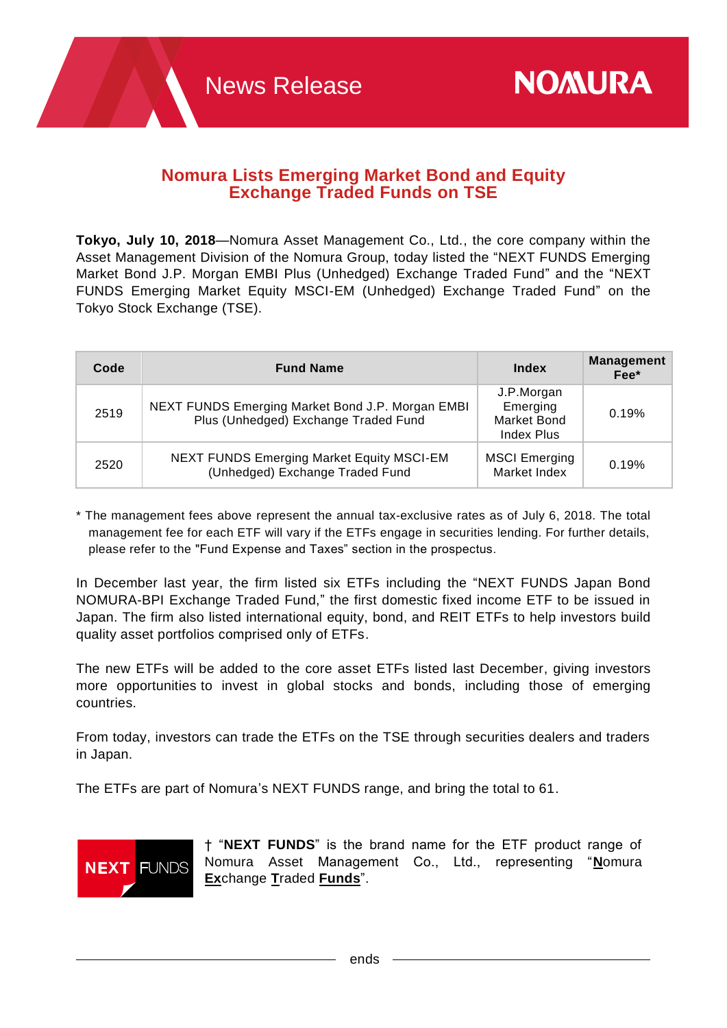News Release

NOMURA

# Nomura Lists Emerging Market Bond and Equity Exchange Traded Funds on TSE

**Tokyo, July 10, 2018**—Nomura Asset Management Co., Ltd., the core company within the Asset Management Division of the Nomura Group, today listed the "NEXT FUNDS Emerging Market Bond J.P. Morgan EMBI Plus (Unhedged) Exchange Traded Fund" and the "NEXT FUNDS Emerging Market Equity MSCI-EM (Unhedged) Exchange Traded Fund" on the Tokyo Stock Exchange (TSE).

| Code | Fund Name | Index | Management Fee* |
|---|---|---|---|
| 2519 | NEXT FUNDS Emerging Market Bond J.P. Morgan EMBI Plus (Unhedged) Exchange Traded Fund | J.P.Morgan Emerging Market Bond Index Plus | 0.19% |
| 2520 | NEXT FUNDS Emerging Market Equity MSCI-EM (Unhedged) Exchange Traded Fund | MSCI Emerging Market Index | 0.19% |

* The management fees above represent the annual tax-exclusive rates as of July 6, 2018. The total management fee for each ETF will vary if the ETFs engage in securities lending. For further details, please refer to the "Fund Expense and Taxes" section in the prospectus.

In December last year, the firm listed six ETFs including the "NEXT FUNDS Japan Bond NOMURA-BPI Exchange Traded Fund," the first domestic fixed income ETF to be issued in Japan. The firm also listed international equity, bond, and REIT ETFs to help investors build quality asset portfolios comprised only of ETFs.

The new ETFs will be added to the core asset ETFs listed last December, giving investors more opportunities to invest in global stocks and bonds, including those of emerging countries.

From today, investors can trade the ETFs on the TSE through securities dealers and traders in Japan.

The ETFs are part of Nomura's NEXT FUNDS range, and bring the total to 61.

NEXT FUNDS

† "**NEXT FUNDS**" is the brand name for the ETF product range of Nomura Asset Management Co., Ltd., representing "**N**omura **Ex**change **T**raded **Funds**".

ends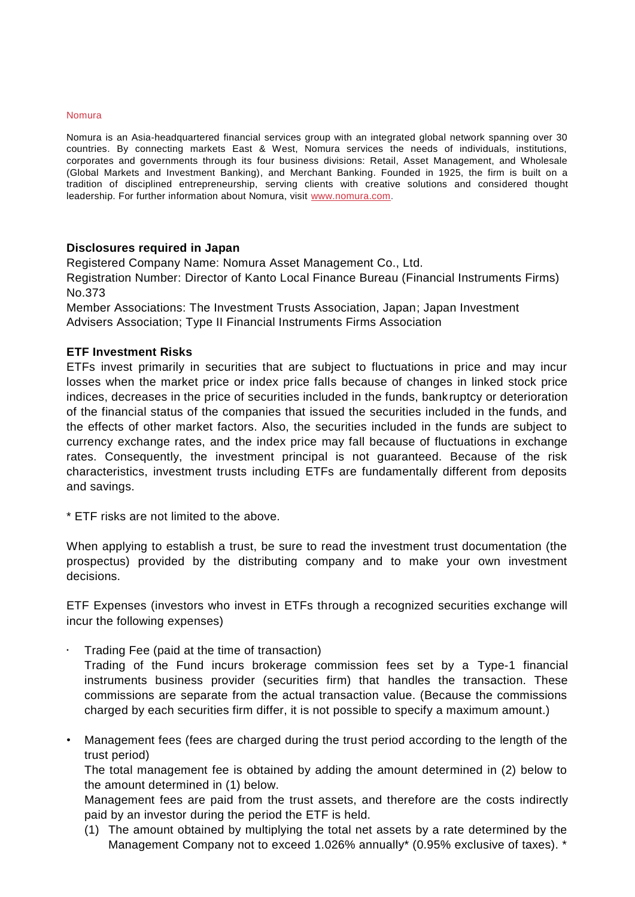Nomura

Nomura is an Asia-headquartered financial services group with an integrated global network spanning over 30 countries. By connecting markets East & West, Nomura services the needs of individuals, institutions, corporates and governments through its four business divisions: Retail, Asset Management, and Wholesale (Global Markets and Investment Banking), and Merchant Banking. Founded in 1925, the firm is built on a tradition of disciplined entrepreneurship, serving clients with creative solutions and considered thought leadership. For further information about Nomura, visit [www.nomura.com](http://www.nomura.com).

**Disclosures required in Japan**

Registered Company Name: Nomura Asset Management Co., Ltd.
Registration Number: Director of Kanto Local Finance Bureau (Financial Instruments Firms) No.373
Member Associations: The Investment Trusts Association, Japan; Japan Investment Advisers Association; Type II Financial Instruments Firms Association

**ETF Investment Risks**

ETFs invest primarily in securities that are subject to fluctuations in price and may incur losses when the market price or index price falls because of changes in linked stock price indices, decreases in the price of securities included in the funds, bankruptcy or deterioration of the financial status of the companies that issued the securities included in the funds, and the effects of other market factors. Also, the securities included in the funds are subject to currency exchange rates, and the index price may fall because of fluctuations in exchange rates. Consequently, the investment principal is not guaranteed. Because of the risk characteristics, investment trusts including ETFs are fundamentally different from deposits and savings.

* ETF risks are not limited to the above.

When applying to establish a trust, be sure to read the investment trust documentation (the prospectus) provided by the distributing company and to make your own investment decisions.

ETF Expenses (investors who invest in ETFs through a recognized securities exchange will incur the following expenses)

- Trading Fee (paid at the time of transaction)
  Trading of the Fund incurs brokerage commission fees set by a Type-1 financial instruments business provider (securities firm) that handles the transaction. These commissions are separate from the actual transaction value. (Because the commissions charged by each securities firm differ, it is not possible to specify a maximum amount.)

- Management fees (fees are charged during the trust period according to the length of the trust period)
  The total management fee is obtained by adding the amount determined in (2) below to the amount determined in (1) below.
  Management fees are paid from the trust assets, and therefore are the costs indirectly paid by an investor during the period the ETF is held.
  (1) The amount obtained by multiplying the total net assets by a rate determined by the Management Company not to exceed 1.026% annually* (0.95% exclusive of taxes). *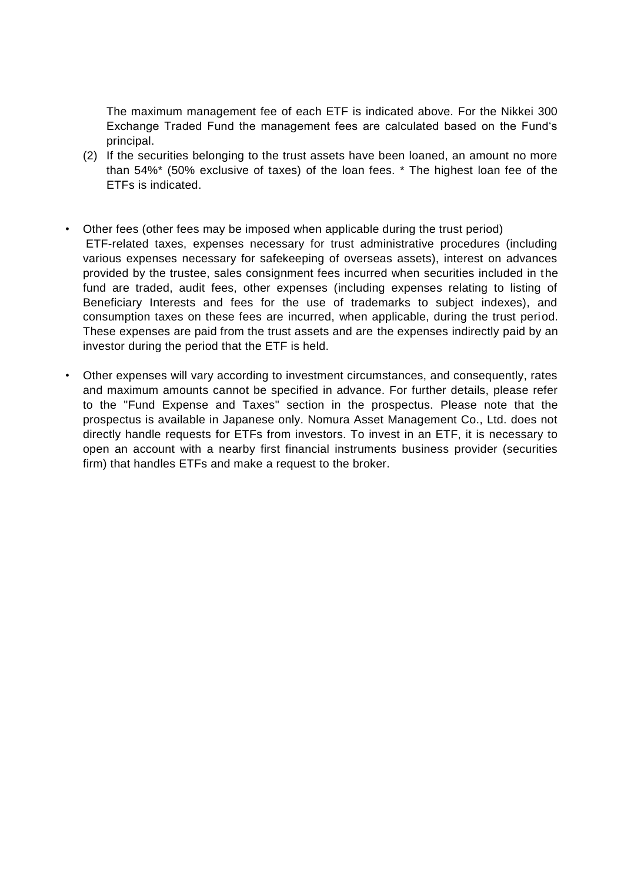The maximum management fee of each ETF is indicated above. For the Nikkei 300 Exchange Traded Fund the management fees are calculated based on the Fund's principal.

(2) If the securities belonging to the trust assets have been loaned, an amount no more than 54%* (50% exclusive of taxes) of the loan fees. * The highest loan fee of the ETFs is indicated.

- Other fees (other fees may be imposed when applicable during the trust period)
  ETF-related taxes, expenses necessary for trust administrative procedures (including various expenses necessary for safekeeping of overseas assets), interest on advances provided by the trustee, sales consignment fees incurred when securities included in the fund are traded, audit fees, other expenses (including expenses relating to listing of Beneficiary Interests and fees for the use of trademarks to subject indexes), and consumption taxes on these fees are incurred, when applicable, during the trust period. These expenses are paid from the trust assets and are the expenses indirectly paid by an investor during the period that the ETF is held.

- Other expenses will vary according to investment circumstances, and consequently, rates and maximum amounts cannot be specified in advance. For further details, please refer to the "Fund Expense and Taxes" section in the prospectus. Please note that the prospectus is available in Japanese only. Nomura Asset Management Co., Ltd. does not directly handle requests for ETFs from investors. To invest in an ETF, it is necessary to open an account with a nearby first financial instruments business provider (securities firm) that handles ETFs and make a request to the broker.